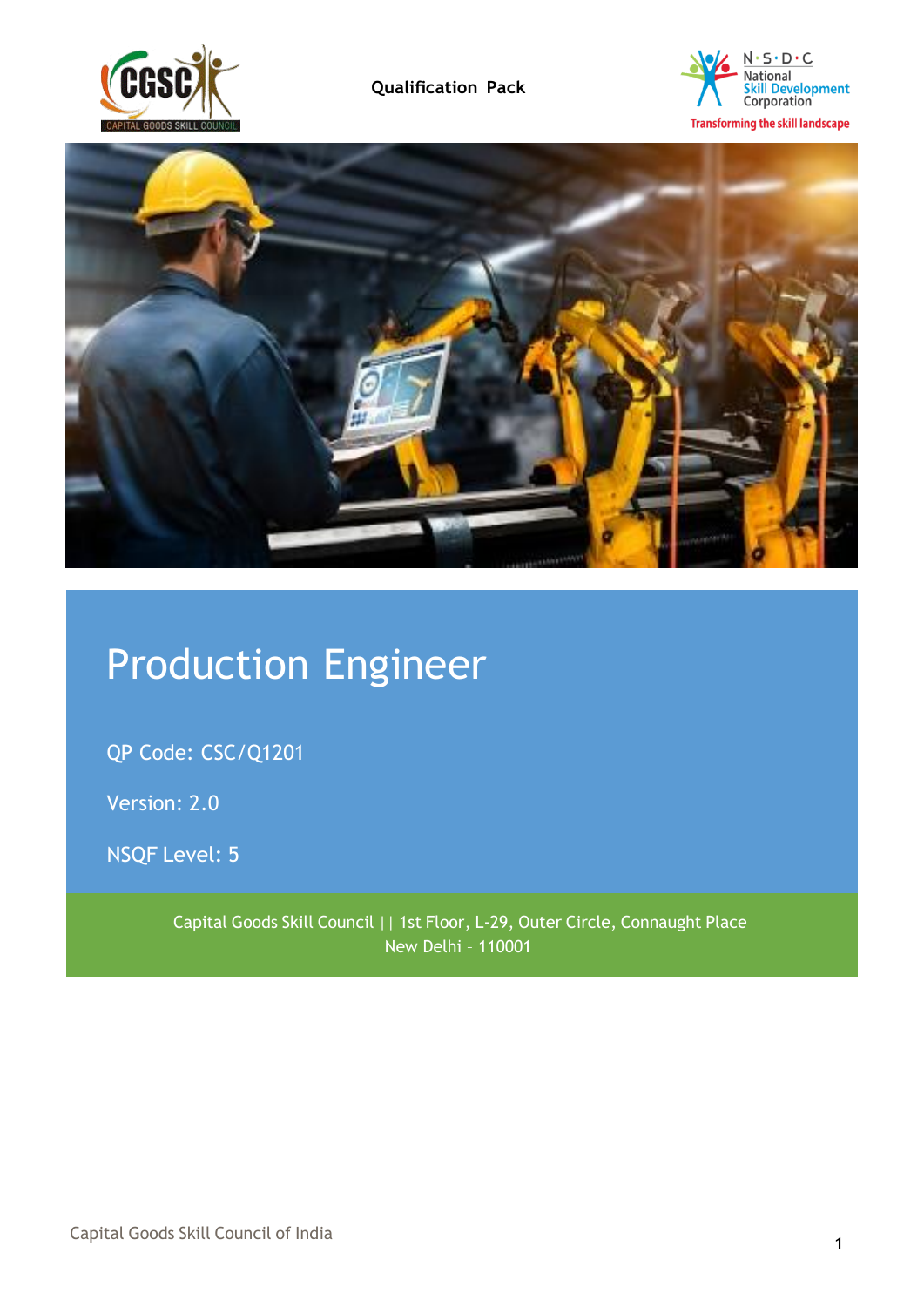Qualification Pack

# Production Engineer

QP Code: CSC/Q1201

Version: 2.0

NSQF Level: 5

Capital Goods Skill Council || 1st Floor, L-29, Outer Circle, Connaught Place
New Delhi - 110001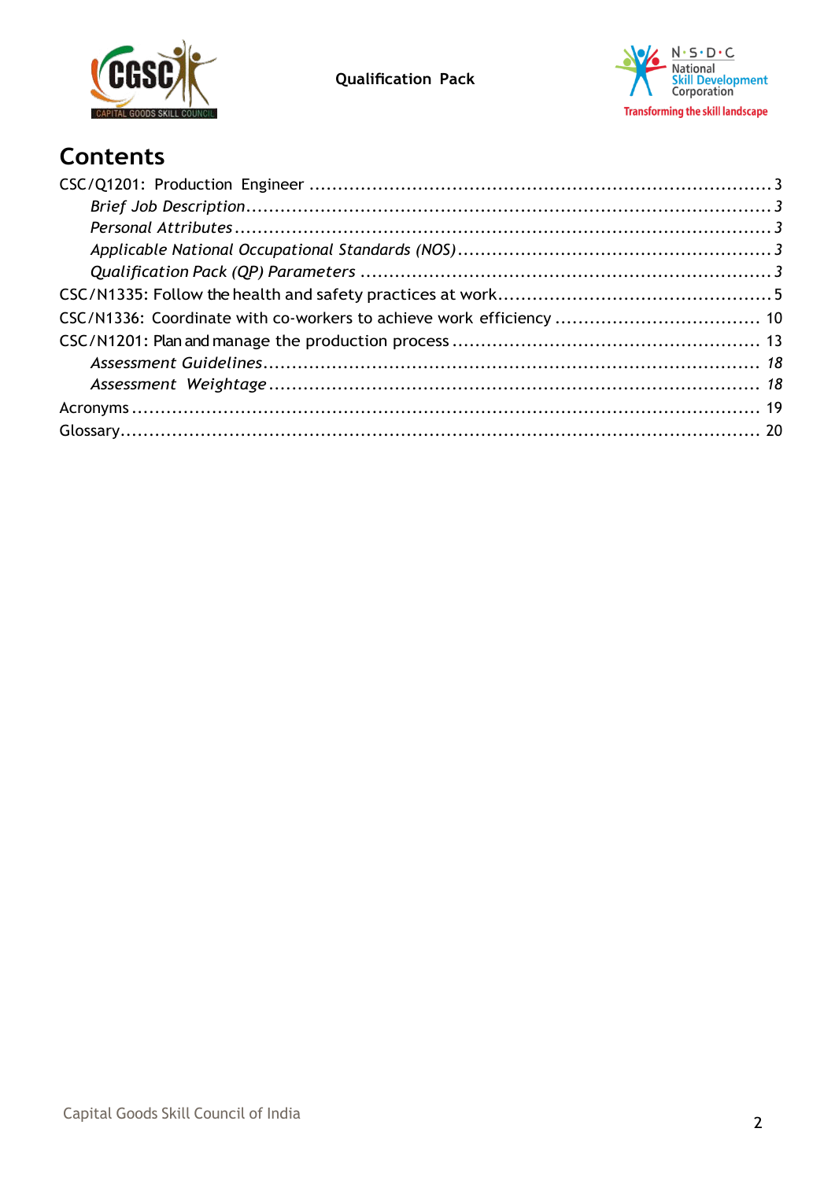# Contents

CSC/Q1201: Production Engineer ........................................................................ 3

*Brief Job Description*.................................................................................. *3*

*Personal Attributes*.................................................................................... *3*

*Applicable National Occupational Standards (NOS)*............................................ *3*

*Qualification Pack (QP) Parameters* ............................................................. *3*

CSC/N1335: Follow the health and safety practices at work...................................... 5

CSC/N1336: Coordinate with co-workers to achieve work efficiency .......................... 10

CSC/N1201: Plan and manage the production process ........................................... 13

*Assessment Guidelines*................................................................................ *18*

*Assessment Weightage*................................................................................ *18*

Acronyms ..................................................................................................... 19

Glossary....................................................................................................... 20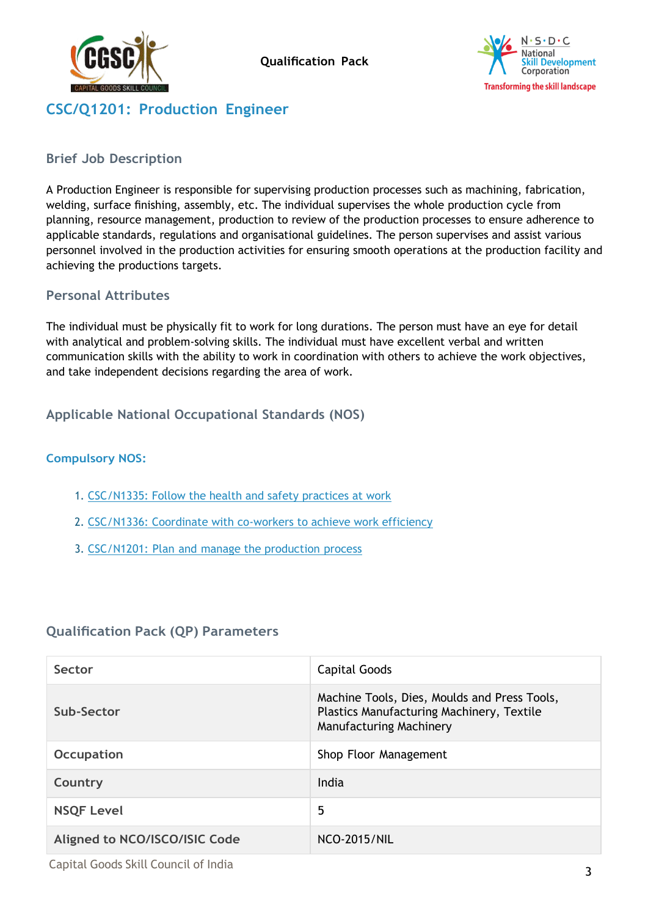Qualification Pack

# CSC/Q1201: Production Engineer

## Brief Job Description

A Production Engineer is responsible for supervising production processes such as machining, fabrication, welding, surface finishing, assembly, etc. The individual supervises the whole production cycle from planning, resource management, production to review of the production processes to ensure adherence to applicable standards, regulations and organisational guidelines. The person supervises and assist various personnel involved in the production activities for ensuring smooth operations at the production facility and achieving the productions targets.

## Personal Attributes

The individual must be physically fit to work for long durations. The person must have an eye for detail with analytical and problem-solving skills. The individual must have excellent verbal and written communication skills with the ability to work in coordination with others to achieve the work objectives, and take independent decisions regarding the area of work.

## Applicable National Occupational Standards (NOS)

### Compulsory NOS:

1. CSC/N1335: Follow the health and safety practices at work
2. CSC/N1336: Coordinate with co-workers to achieve work efficiency
3. CSC/N1201: Plan and manage the production process

## Qualification Pack (QP) Parameters

| Sector | Capital Goods |
|---|---|
| Sub-Sector | Machine Tools, Dies, Moulds and Press Tools, Plastics Manufacturing Machinery, Textile Manufacturing Machinery |
| Occupation | Shop Floor Management |
| Country | India |
| NSQF Level | 5 |
| Aligned to NCO/ISCO/ISIC Code | NCO-2015/NIL |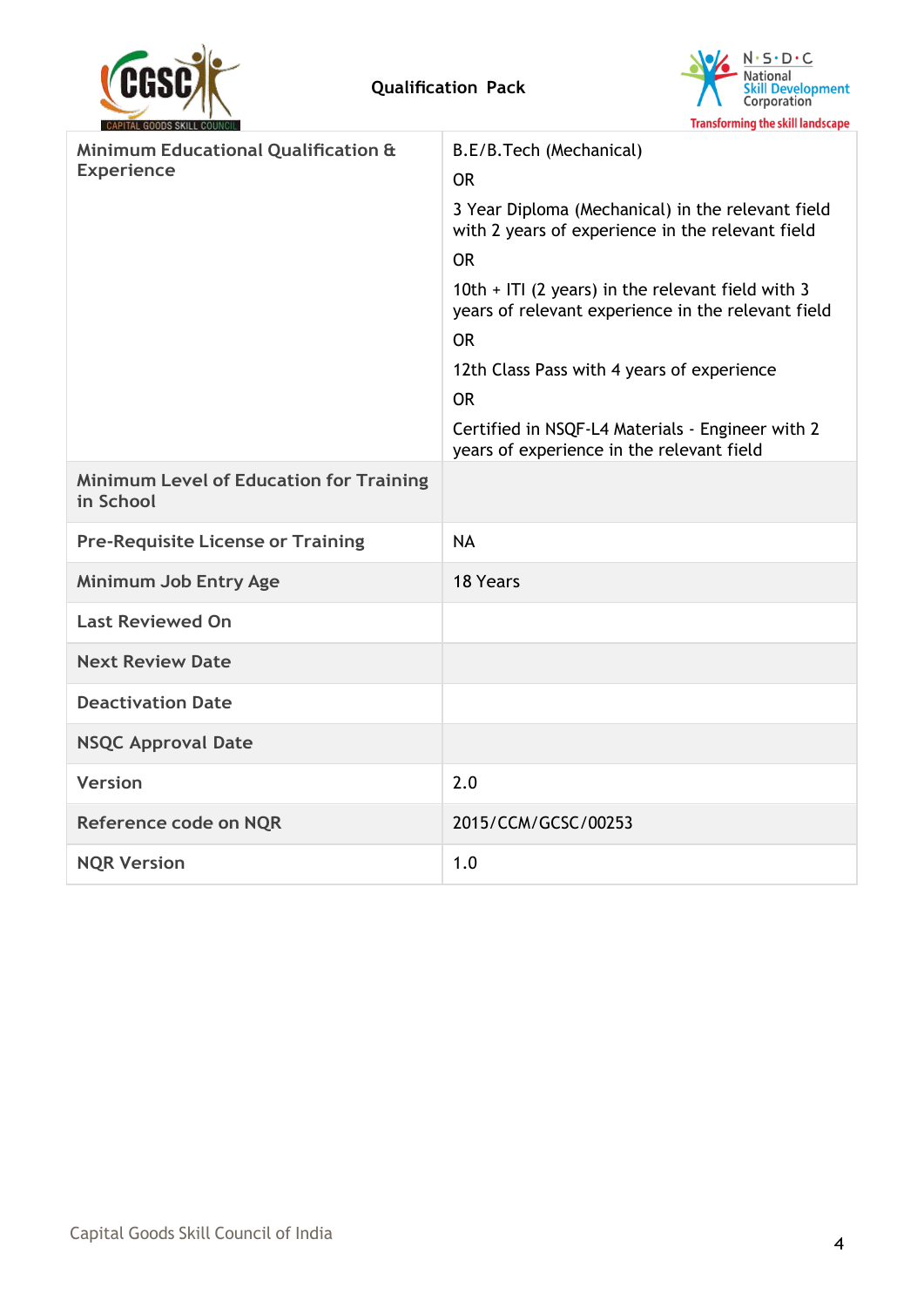| | |
|---|---|
| **Minimum Educational Qualification & Experience** | B.E/B.Tech (Mechanical)<br>OR<br>3 Year Diploma (Mechanical) in the relevant field with 2 years of experience in the relevant field<br>OR<br>10th + ITI (2 years) in the relevant field with 3 years of relevant experience in the relevant field<br>OR<br>12th Class Pass with 4 years of experience<br>OR<br>Certified in NSQF-L4 Materials - Engineer with 2 years of experience in the relevant field |
| **Minimum Level of Education for Training in School** | |
| **Pre-Requisite License or Training** | NA |
| **Minimum Job Entry Age** | 18 Years |
| **Last Reviewed On** | |
| **Next Review Date** | |
| **Deactivation Date** | |
| **NSQC Approval Date** | |
| **Version** | 2.0 |
| **Reference code on NQR** | 2015/CCM/GCSC/00253 |
| **NQR Version** | 1.0 |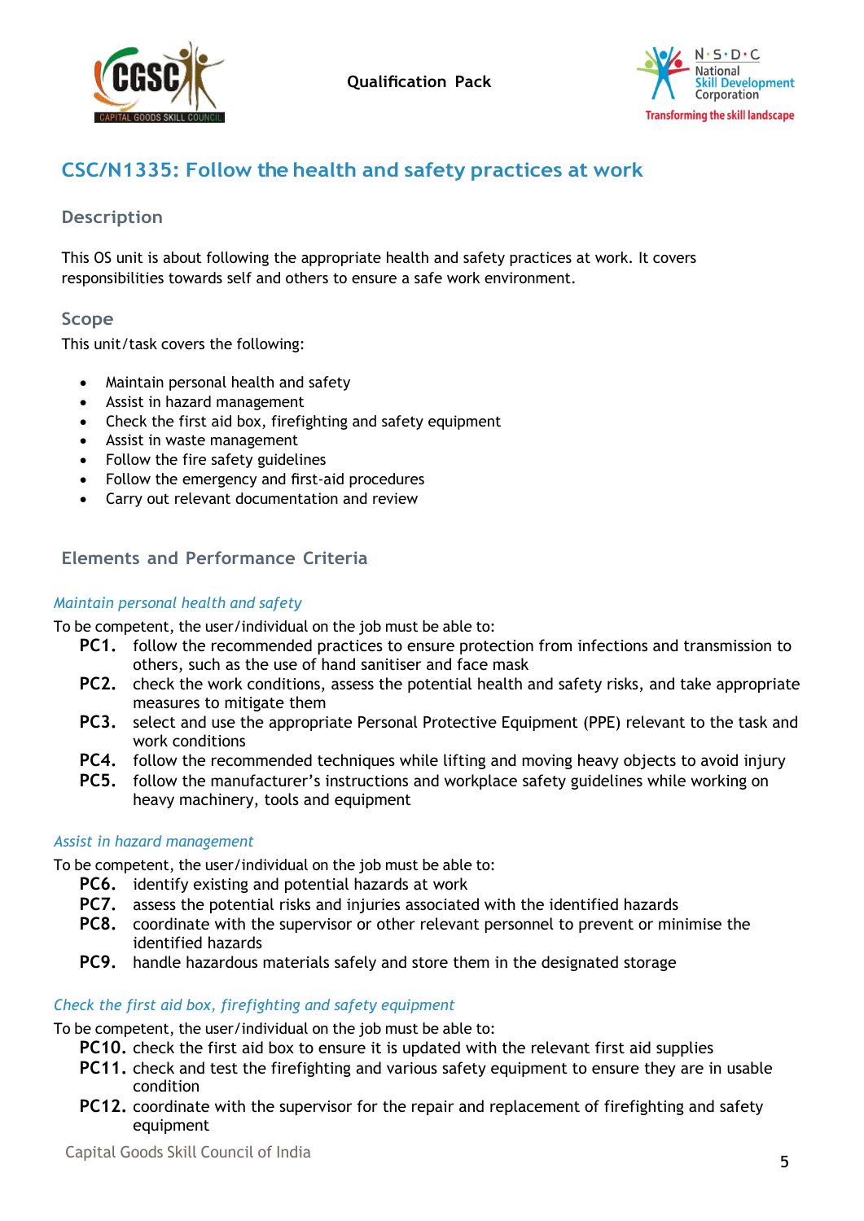## CSC/N1335: Follow the health and safety practices at work

### Description

This OS unit is about following the appropriate health and safety practices at work. It covers responsibilities towards self and others to ensure a safe work environment.

### Scope

This unit/task covers the following:

- Maintain personal health and safety
- Assist in hazard management
- Check the first aid box, firefighting and safety equipment
- Assist in waste management
- Follow the fire safety guidelines
- Follow the emergency and first-aid procedures
- Carry out relevant documentation and review

### Elements and Performance Criteria

*Maintain personal health and safety*

To be competent, the user/individual on the job must be able to:

- **PC1.** follow the recommended practices to ensure protection from infections and transmission to others, such as the use of hand sanitiser and face mask
- **PC2.** check the work conditions, assess the potential health and safety risks, and take appropriate measures to mitigate them
- **PC3.** select and use the appropriate Personal Protective Equipment (PPE) relevant to the task and work conditions
- **PC4.** follow the recommended techniques while lifting and moving heavy objects to avoid injury
- **PC5.** follow the manufacturer's instructions and workplace safety guidelines while working on heavy machinery, tools and equipment

*Assist in hazard management*

To be competent, the user/individual on the job must be able to:

- **PC6.** identify existing and potential hazards at work
- **PC7.** assess the potential risks and injuries associated with the identified hazards
- **PC8.** coordinate with the supervisor or other relevant personnel to prevent or minimise the identified hazards
- **PC9.** handle hazardous materials safely and store them in the designated storage

*Check the first aid box, firefighting and safety equipment*

To be competent, the user/individual on the job must be able to:

- **PC10.** check the first aid box to ensure it is updated with the relevant first aid supplies
- **PC11.** check and test the firefighting and various safety equipment to ensure they are in usable condition
- **PC12.** coordinate with the supervisor for the repair and replacement of firefighting and safety equipment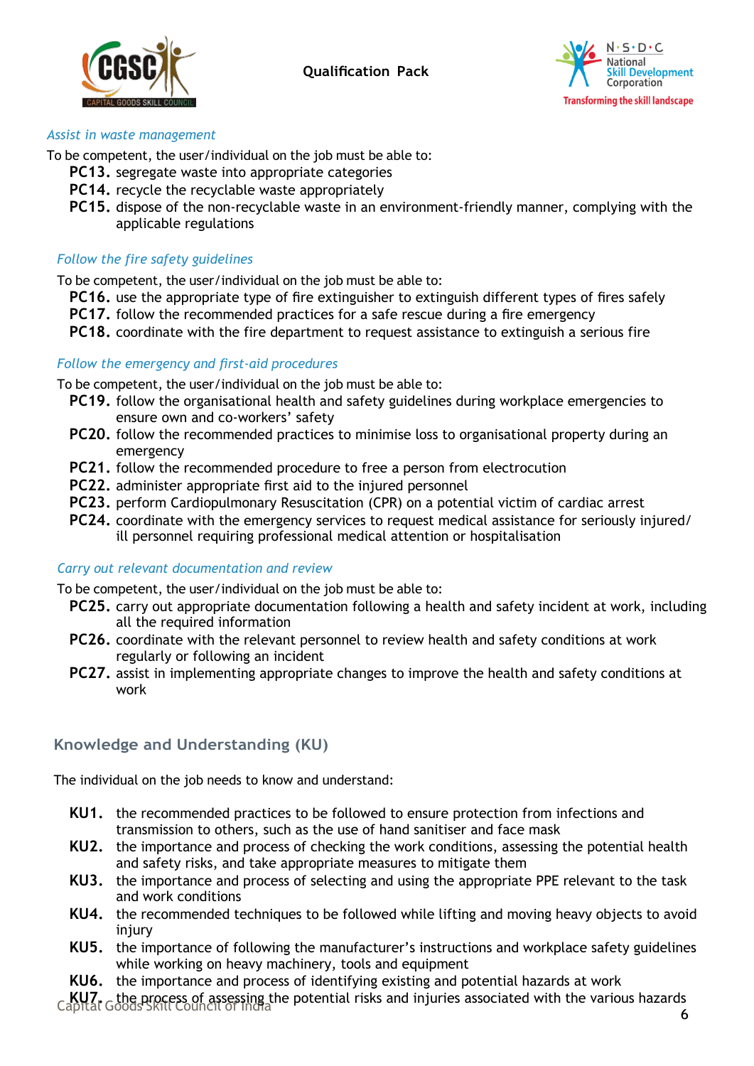*Assist in waste management*

To be competent, the user/individual on the job must be able to:

- **PC13.** segregate waste into appropriate categories
- **PC14.** recycle the recyclable waste appropriately
- **PC15.** dispose of the non-recyclable waste in an environment-friendly manner, complying with the applicable regulations

*Follow the fire safety guidelines*

To be competent, the user/individual on the job must be able to:

- **PC16.** use the appropriate type of fire extinguisher to extinguish different types of fires safely
- **PC17.** follow the recommended practices for a safe rescue during a fire emergency
- **PC18.** coordinate with the fire department to request assistance to extinguish a serious fire

*Follow the emergency and first-aid procedures*

To be competent, the user/individual on the job must be able to:

- **PC19.** follow the organisational health and safety guidelines during workplace emergencies to ensure own and co-workers' safety
- **PC20.** follow the recommended practices to minimise loss to organisational property during an emergency
- **PC21.** follow the recommended procedure to free a person from electrocution
- **PC22.** administer appropriate first aid to the injured personnel
- **PC23.** perform Cardiopulmonary Resuscitation (CPR) on a potential victim of cardiac arrest
- **PC24.** coordinate with the emergency services to request medical assistance for seriously injured/ ill personnel requiring professional medical attention or hospitalisation

*Carry out relevant documentation and review*

To be competent, the user/individual on the job must be able to:

- **PC25.** carry out appropriate documentation following a health and safety incident at work, including all the required information
- **PC26.** coordinate with the relevant personnel to review health and safety conditions at work regularly or following an incident
- **PC27.** assist in implementing appropriate changes to improve the health and safety conditions at work

## Knowledge and Understanding (KU)

The individual on the job needs to know and understand:

- **KU1.** the recommended practices to be followed to ensure protection from infections and transmission to others, such as the use of hand sanitiser and face mask
- **KU2.** the importance and process of checking the work conditions, assessing the potential health and safety risks, and take appropriate measures to mitigate them
- **KU3.** the importance and process of selecting and using the appropriate PPE relevant to the task and work conditions
- **KU4.** the recommended techniques to be followed while lifting and moving heavy objects to avoid injury
- **KU5.** the importance of following the manufacturer's instructions and workplace safety guidelines while working on heavy machinery, tools and equipment
- **KU6.** the importance and process of identifying existing and potential hazards at work
- **KU7.** the process of assessing the potential risks and injuries associated with the various hazards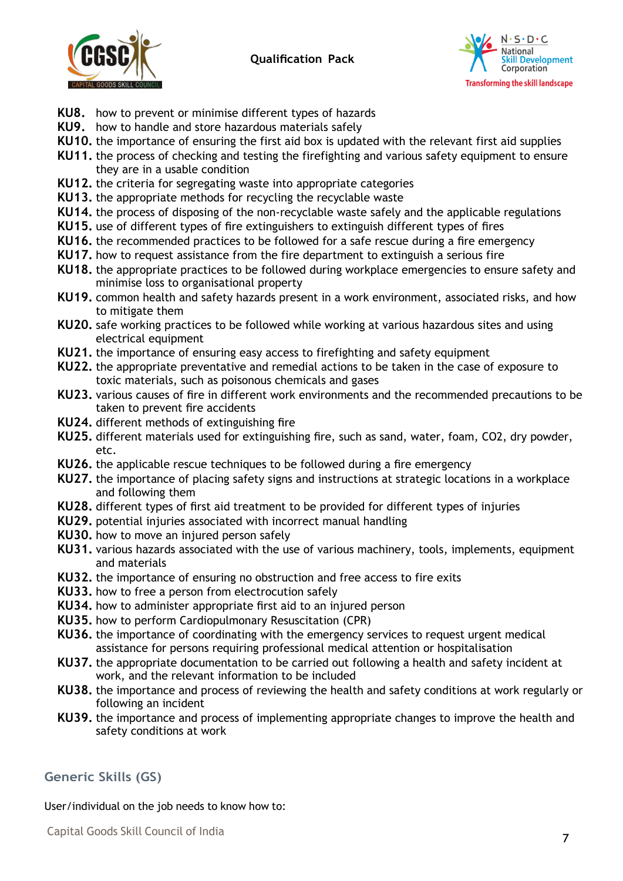- **KU8.** how to prevent or minimise different types of hazards
- **KU9.** how to handle and store hazardous materials safely
- **KU10.** the importance of ensuring the first aid box is updated with the relevant first aid supplies
- **KU11.** the process of checking and testing the firefighting and various safety equipment to ensure they are in a usable condition
- **KU12.** the criteria for segregating waste into appropriate categories
- **KU13.** the appropriate methods for recycling the recyclable waste
- **KU14.** the process of disposing of the non-recyclable waste safely and the applicable regulations
- **KU15.** use of different types of fire extinguishers to extinguish different types of fires
- **KU16.** the recommended practices to be followed for a safe rescue during a fire emergency
- **KU17.** how to request assistance from the fire department to extinguish a serious fire
- **KU18.** the appropriate practices to be followed during workplace emergencies to ensure safety and minimise loss to organisational property
- **KU19.** common health and safety hazards present in a work environment, associated risks, and how to mitigate them
- **KU20.** safe working practices to be followed while working at various hazardous sites and using electrical equipment
- **KU21.** the importance of ensuring easy access to firefighting and safety equipment
- **KU22.** the appropriate preventative and remedial actions to be taken in the case of exposure to toxic materials, such as poisonous chemicals and gases
- **KU23.** various causes of fire in different work environments and the recommended precautions to be taken to prevent fire accidents
- **KU24.** different methods of extinguishing fire
- **KU25.** different materials used for extinguishing fire, such as sand, water, foam, CO2, dry powder, etc.
- **KU26.** the applicable rescue techniques to be followed during a fire emergency
- **KU27.** the importance of placing safety signs and instructions at strategic locations in a workplace and following them
- **KU28.** different types of first aid treatment to be provided for different types of injuries
- **KU29.** potential injuries associated with incorrect manual handling
- **KU30.** how to move an injured person safely
- **KU31.** various hazards associated with the use of various machinery, tools, implements, equipment and materials
- **KU32.** the importance of ensuring no obstruction and free access to fire exits
- **KU33.** how to free a person from electrocution safely
- **KU34.** how to administer appropriate first aid to an injured person
- **KU35.** how to perform Cardiopulmonary Resuscitation (CPR)
- **KU36.** the importance of coordinating with the emergency services to request urgent medical assistance for persons requiring professional medical attention or hospitalisation
- **KU37.** the appropriate documentation to be carried out following a health and safety incident at work, and the relevant information to be included
- **KU38.** the importance and process of reviewing the health and safety conditions at work regularly or following an incident
- **KU39.** the importance and process of implementing appropriate changes to improve the health and safety conditions at work

## Generic Skills (GS)

User/individual on the job needs to know how to: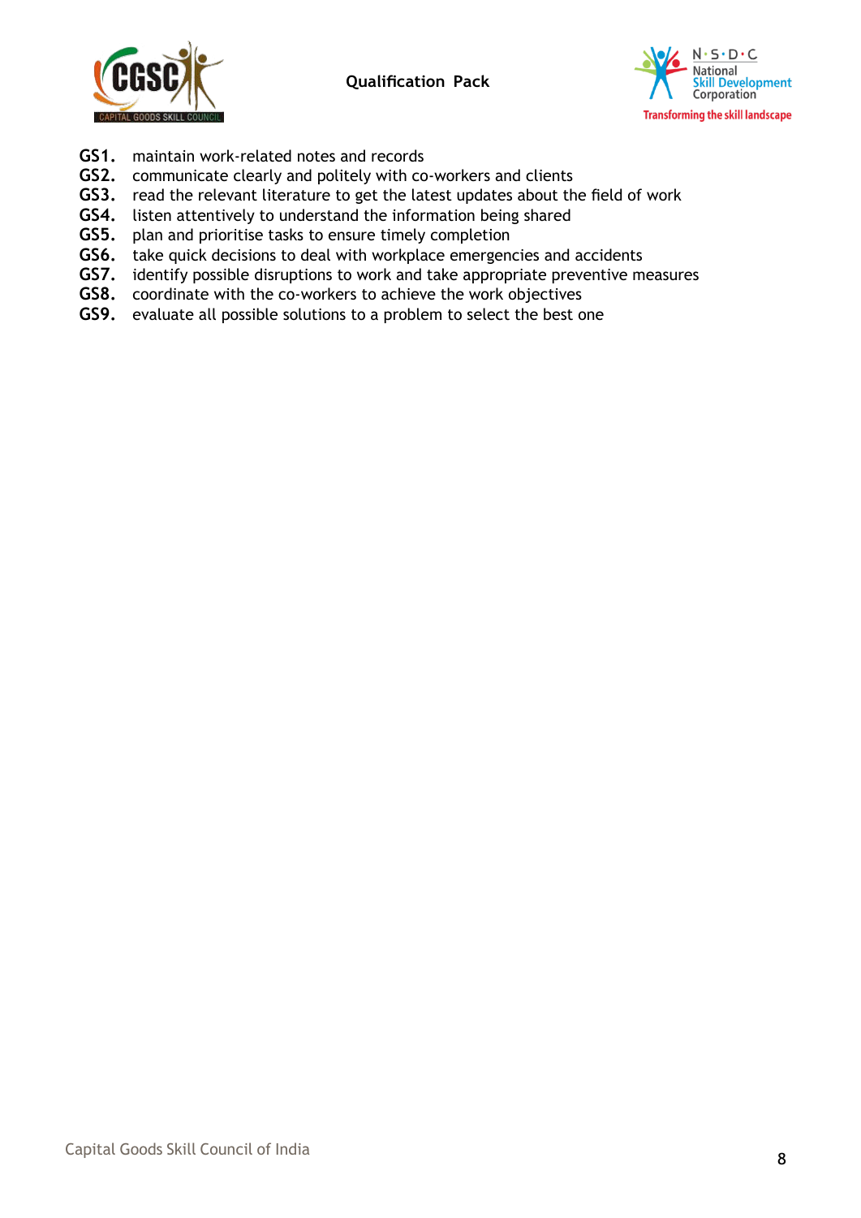**GS1.** maintain work-related notes and records
**GS2.** communicate clearly and politely with co-workers and clients
**GS3.** read the relevant literature to get the latest updates about the field of work
**GS4.** listen attentively to understand the information being shared
**GS5.** plan and prioritise tasks to ensure timely completion
**GS6.** take quick decisions to deal with workplace emergencies and accidents
**GS7.** identify possible disruptions to work and take appropriate preventive measures
**GS8.** coordinate with the co-workers to achieve the work objectives
**GS9.** evaluate all possible solutions to a problem to select the best one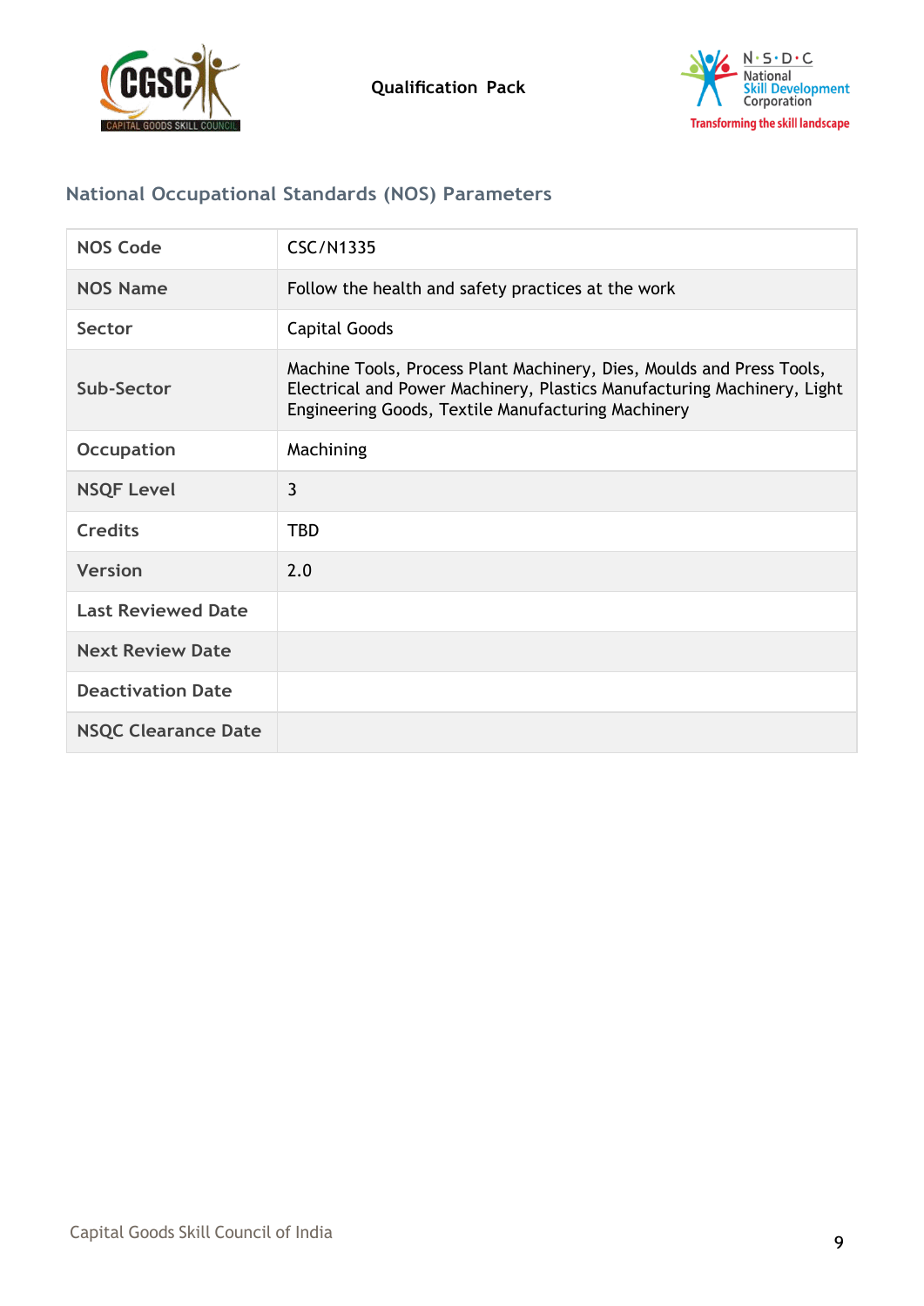## National Occupational Standards (NOS) Parameters

| | |
|---|---|
| **NOS Code** | CSC/N1335 |
| **NOS Name** | Follow the health and safety practices at the work |
| **Sector** | Capital Goods |
| **Sub-Sector** | Machine Tools, Process Plant Machinery, Dies, Moulds and Press Tools, Electrical and Power Machinery, Plastics Manufacturing Machinery, Light Engineering Goods, Textile Manufacturing Machinery |
| **Occupation** | Machining |
| **NSQF Level** | 3 |
| **Credits** | TBD |
| **Version** | 2.0 |
| **Last Reviewed Date** | |
| **Next Review Date** | |
| **Deactivation Date** | |
| **NSQC Clearance Date** | |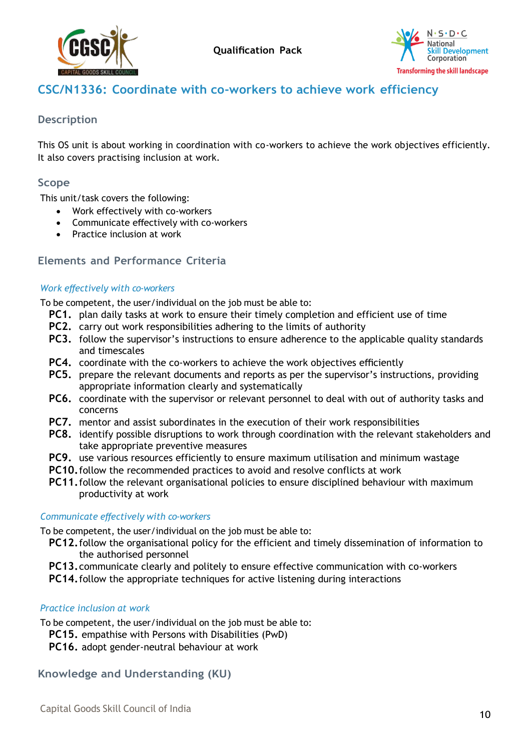## CSC/N1336: Coordinate with co-workers to achieve work efficiency

### Description

This OS unit is about working in coordination with co-workers to achieve the work objectives efficiently. It also covers practising inclusion at work.

### Scope

This unit/task covers the following:

- Work effectively with co-workers
- Communicate effectively with co-workers
- Practice inclusion at work

### Elements and Performance Criteria

*Work effectively with co-workers*

To be competent, the user/individual on the job must be able to:

- **PC1.** plan daily tasks at work to ensure their timely completion and efficient use of time
- **PC2.** carry out work responsibilities adhering to the limits of authority
- **PC3.** follow the supervisor's instructions to ensure adherence to the applicable quality standards and timescales
- **PC4.** coordinate with the co-workers to achieve the work objectives efficiently
- **PC5.** prepare the relevant documents and reports as per the supervisor's instructions, providing appropriate information clearly and systematically
- **PC6.** coordinate with the supervisor or relevant personnel to deal with out of authority tasks and concerns
- **PC7.** mentor and assist subordinates in the execution of their work responsibilities
- **PC8.** identify possible disruptions to work through coordination with the relevant stakeholders and take appropriate preventive measures
- **PC9.** use various resources efficiently to ensure maximum utilisation and minimum wastage
- **PC10.** follow the recommended practices to avoid and resolve conflicts at work
- **PC11.** follow the relevant organisational policies to ensure disciplined behaviour with maximum productivity at work

*Communicate effectively with co-workers*

To be competent, the user/individual on the job must be able to:

- **PC12.** follow the organisational policy for the efficient and timely dissemination of information to the authorised personnel
- **PC13.** communicate clearly and politely to ensure effective communication with co-workers
- **PC14.** follow the appropriate techniques for active listening during interactions

*Practice inclusion at work*

To be competent, the user/individual on the job must be able to:

- **PC15.** empathise with Persons with Disabilities (PwD)
- **PC16.** adopt gender-neutral behaviour at work

### Knowledge and Understanding (KU)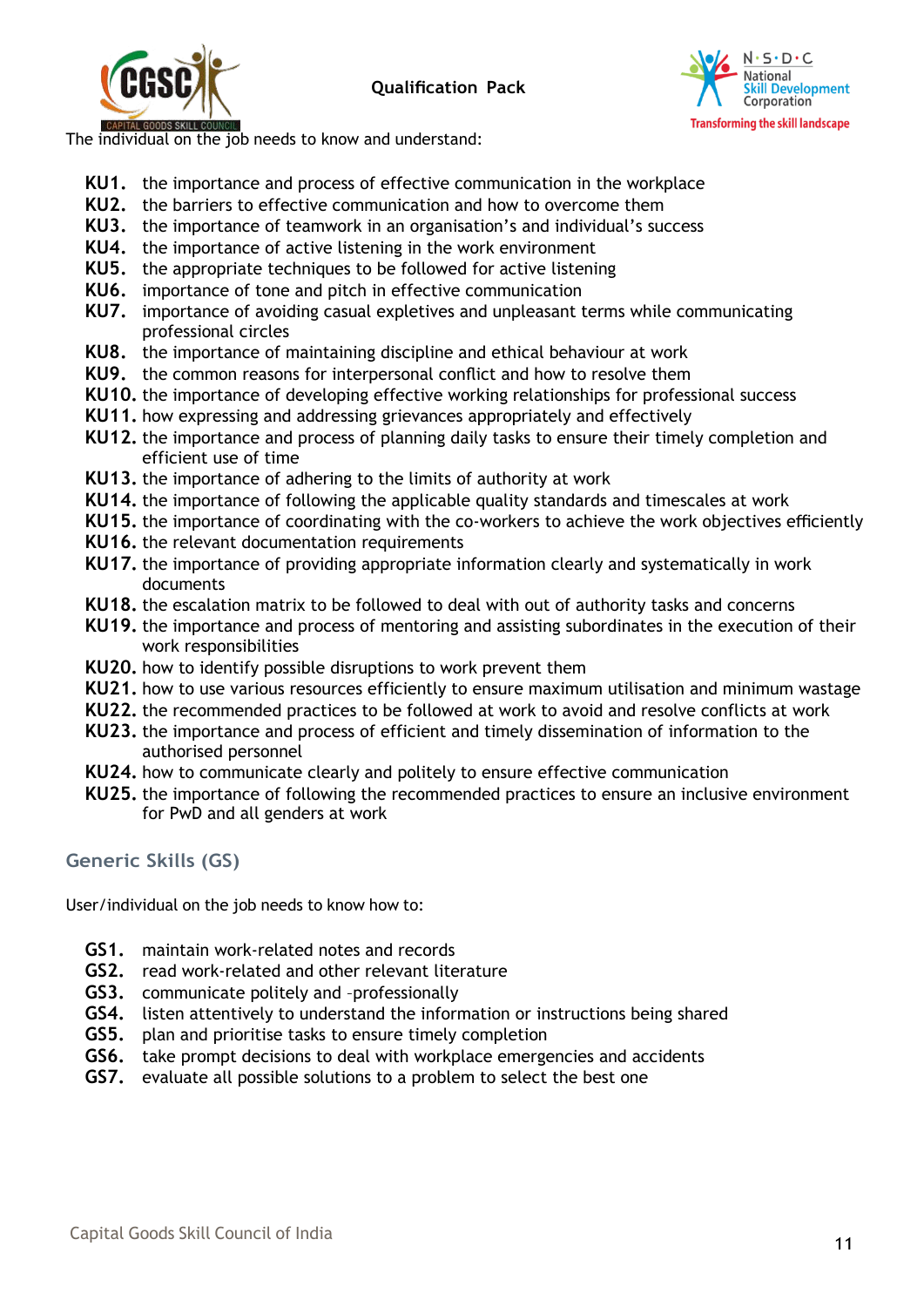The individual on the job needs to know and understand:

- **KU1.** the importance and process of effective communication in the workplace
- **KU2.** the barriers to effective communication and how to overcome them
- **KU3.** the importance of teamwork in an organisation's and individual's success
- **KU4.** the importance of active listening in the work environment
- **KU5.** the appropriate techniques to be followed for active listening
- **KU6.** importance of tone and pitch in effective communication
- **KU7.** importance of avoiding casual expletives and unpleasant terms while communicating professional circles
- **KU8.** the importance of maintaining discipline and ethical behaviour at work
- **KU9.** the common reasons for interpersonal conflict and how to resolve them
- **KU10.** the importance of developing effective working relationships for professional success
- **KU11.** how expressing and addressing grievances appropriately and effectively
- **KU12.** the importance and process of planning daily tasks to ensure their timely completion and efficient use of time
- **KU13.** the importance of adhering to the limits of authority at work
- **KU14.** the importance of following the applicable quality standards and timescales at work
- **KU15.** the importance of coordinating with the co-workers to achieve the work objectives efficiently
- **KU16.** the relevant documentation requirements
- **KU17.** the importance of providing appropriate information clearly and systematically in work documents
- **KU18.** the escalation matrix to be followed to deal with out of authority tasks and concerns
- **KU19.** the importance and process of mentoring and assisting subordinates in the execution of their work responsibilities
- **KU20.** how to identify possible disruptions to work prevent them
- **KU21.** how to use various resources efficiently to ensure maximum utilisation and minimum wastage
- **KU22.** the recommended practices to be followed at work to avoid and resolve conflicts at work
- **KU23.** the importance and process of efficient and timely dissemination of information to the authorised personnel
- **KU24.** how to communicate clearly and politely to ensure effective communication
- **KU25.** the importance of following the recommended practices to ensure an inclusive environment for PwD and all genders at work

## Generic Skills (GS)

User/individual on the job needs to know how to:

- **GS1.** maintain work-related notes and records
- **GS2.** read work-related and other relevant literature
- **GS3.** communicate politely and -professionally
- **GS4.** listen attentively to understand the information or instructions being shared
- **GS5.** plan and prioritise tasks to ensure timely completion
- **GS6.** take prompt decisions to deal with workplace emergencies and accidents
- **GS7.** evaluate all possible solutions to a problem to select the best one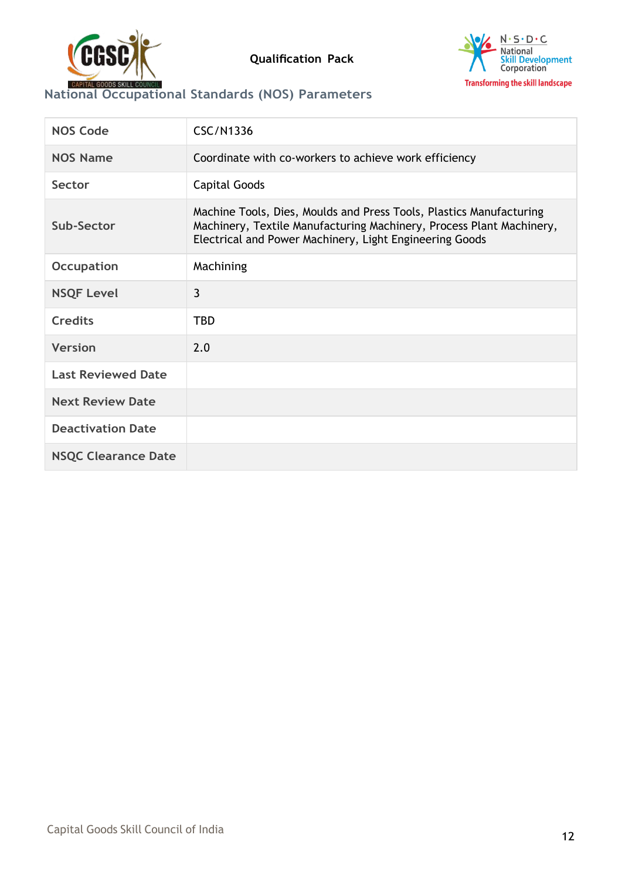## National Occupational Standards (NOS) Parameters

| NOS Code | CSC/N1336 |
|---|---|
| NOS Name | Coordinate with co-workers to achieve work efficiency |
| Sector | Capital Goods |
| Sub-Sector | Machine Tools, Dies, Moulds and Press Tools, Plastics Manufacturing Machinery, Textile Manufacturing Machinery, Process Plant Machinery, Electrical and Power Machinery, Light Engineering Goods |
| Occupation | Machining |
| NSQF Level | 3 |
| Credits | TBD |
| Version | 2.0 |
| Last Reviewed Date | |
| Next Review Date | |
| Deactivation Date | |
| NSQC Clearance Date | |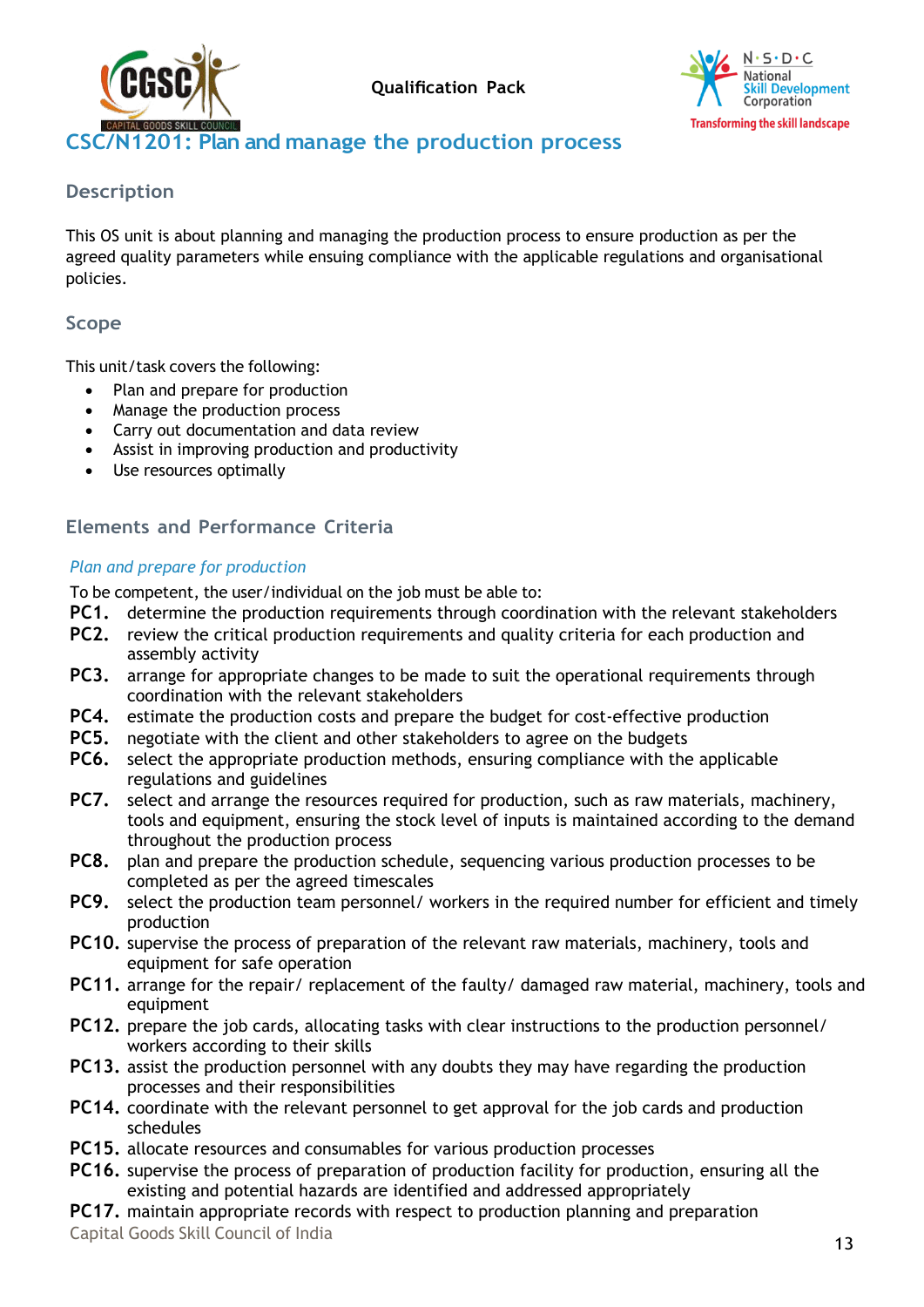## CSC/N1201: Plan and manage the production process

### Description

This OS unit is about planning and managing the production process to ensure production as per the agreed quality parameters while ensuing compliance with the applicable regulations and organisational policies.

### Scope

This unit/task covers the following:

- Plan and prepare for production
- Manage the production process
- Carry out documentation and data review
- Assist in improving production and productivity
- Use resources optimally

### Elements and Performance Criteria

*Plan and prepare for production*

To be competent, the user/individual on the job must be able to:

**PC1.** determine the production requirements through coordination with the relevant stakeholders
**PC2.** review the critical production requirements and quality criteria for each production and assembly activity
**PC3.** arrange for appropriate changes to be made to suit the operational requirements through coordination with the relevant stakeholders
**PC4.** estimate the production costs and prepare the budget for cost-effective production
**PC5.** negotiate with the client and other stakeholders to agree on the budgets
**PC6.** select the appropriate production methods, ensuring compliance with the applicable regulations and guidelines
**PC7.** select and arrange the resources required for production, such as raw materials, machinery, tools and equipment, ensuring the stock level of inputs is maintained according to the demand throughout the production process
**PC8.** plan and prepare the production schedule, sequencing various production processes to be completed as per the agreed timescales
**PC9.** select the production team personnel/ workers in the required number for efficient and timely production
**PC10.** supervise the process of preparation of the relevant raw materials, machinery, tools and equipment for safe operation
**PC11.** arrange for the repair/ replacement of the faulty/ damaged raw material, machinery, tools and equipment
**PC12.** prepare the job cards, allocating tasks with clear instructions to the production personnel/ workers according to their skills
**PC13.** assist the production personnel with any doubts they may have regarding the production processes and their responsibilities
**PC14.** coordinate with the relevant personnel to get approval for the job cards and production schedules
**PC15.** allocate resources and consumables for various production processes
**PC16.** supervise the process of preparation of production facility for production, ensuring all the existing and potential hazards are identified and addressed appropriately
**PC17.** maintain appropriate records with respect to production planning and preparation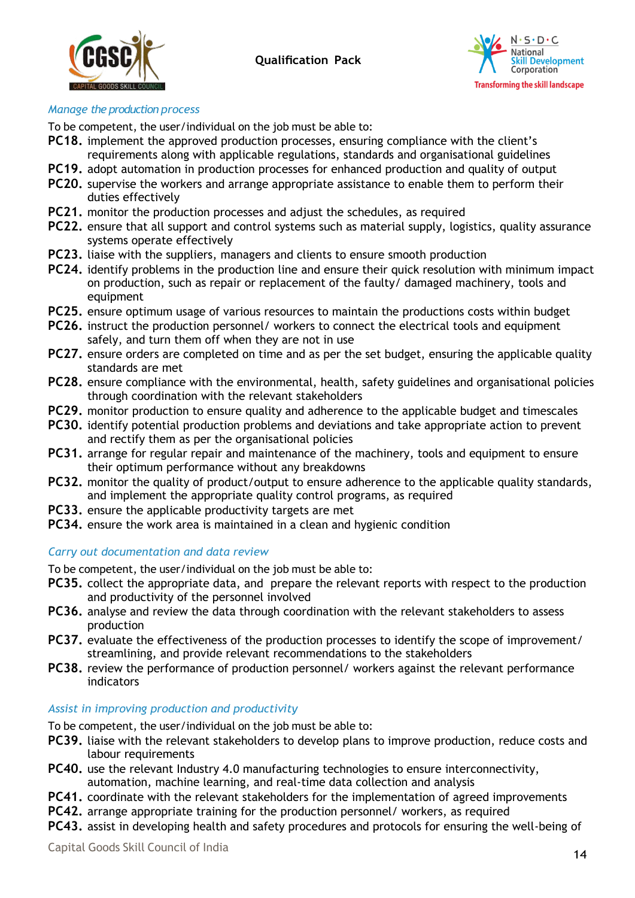*Manage the production process*

To be competent, the user/individual on the job must be able to:

**PC18.** implement the approved production processes, ensuring compliance with the client's requirements along with applicable regulations, standards and organisational guidelines
**PC19.** adopt automation in production processes for enhanced production and quality of output
**PC20.** supervise the workers and arrange appropriate assistance to enable them to perform their duties effectively
**PC21.** monitor the production processes and adjust the schedules, as required
**PC22.** ensure that all support and control systems such as material supply, logistics, quality assurance systems operate effectively
**PC23.** liaise with the suppliers, managers and clients to ensure smooth production
**PC24.** identify problems in the production line and ensure their quick resolution with minimum impact on production, such as repair or replacement of the faulty/ damaged machinery, tools and equipment
**PC25.** ensure optimum usage of various resources to maintain the productions costs within budget
**PC26.** instruct the production personnel/ workers to connect the electrical tools and equipment safely, and turn them off when they are not in use
**PC27.** ensure orders are completed on time and as per the set budget, ensuring the applicable quality standards are met
**PC28.** ensure compliance with the environmental, health, safety guidelines and organisational policies through coordination with the relevant stakeholders
**PC29.** monitor production to ensure quality and adherence to the applicable budget and timescales
**PC30.** identify potential production problems and deviations and take appropriate action to prevent and rectify them as per the organisational policies
**PC31.** arrange for regular repair and maintenance of the machinery, tools and equipment to ensure their optimum performance without any breakdowns
**PC32.** monitor the quality of product/output to ensure adherence to the applicable quality standards, and implement the appropriate quality control programs, as required
**PC33.** ensure the applicable productivity targets are met
**PC34.** ensure the work area is maintained in a clean and hygienic condition

*Carry out documentation and data review*

To be competent, the user/individual on the job must be able to:

**PC35.** collect the appropriate data, and prepare the relevant reports with respect to the production and productivity of the personnel involved
**PC36.** analyse and review the data through coordination with the relevant stakeholders to assess production
**PC37.** evaluate the effectiveness of the production processes to identify the scope of improvement/ streamlining, and provide relevant recommendations to the stakeholders
**PC38.** review the performance of production personnel/ workers against the relevant performance indicators

*Assist in improving production and productivity*

To be competent, the user/individual on the job must be able to:

**PC39.** liaise with the relevant stakeholders to develop plans to improve production, reduce costs and labour requirements
**PC40.** use the relevant Industry 4.0 manufacturing technologies to ensure interconnectivity, automation, machine learning, and real-time data collection and analysis
**PC41.** coordinate with the relevant stakeholders for the implementation of agreed improvements
**PC42.** arrange appropriate training for the production personnel/ workers, as required
**PC43.** assist in developing health and safety procedures and protocols for ensuring the well-being of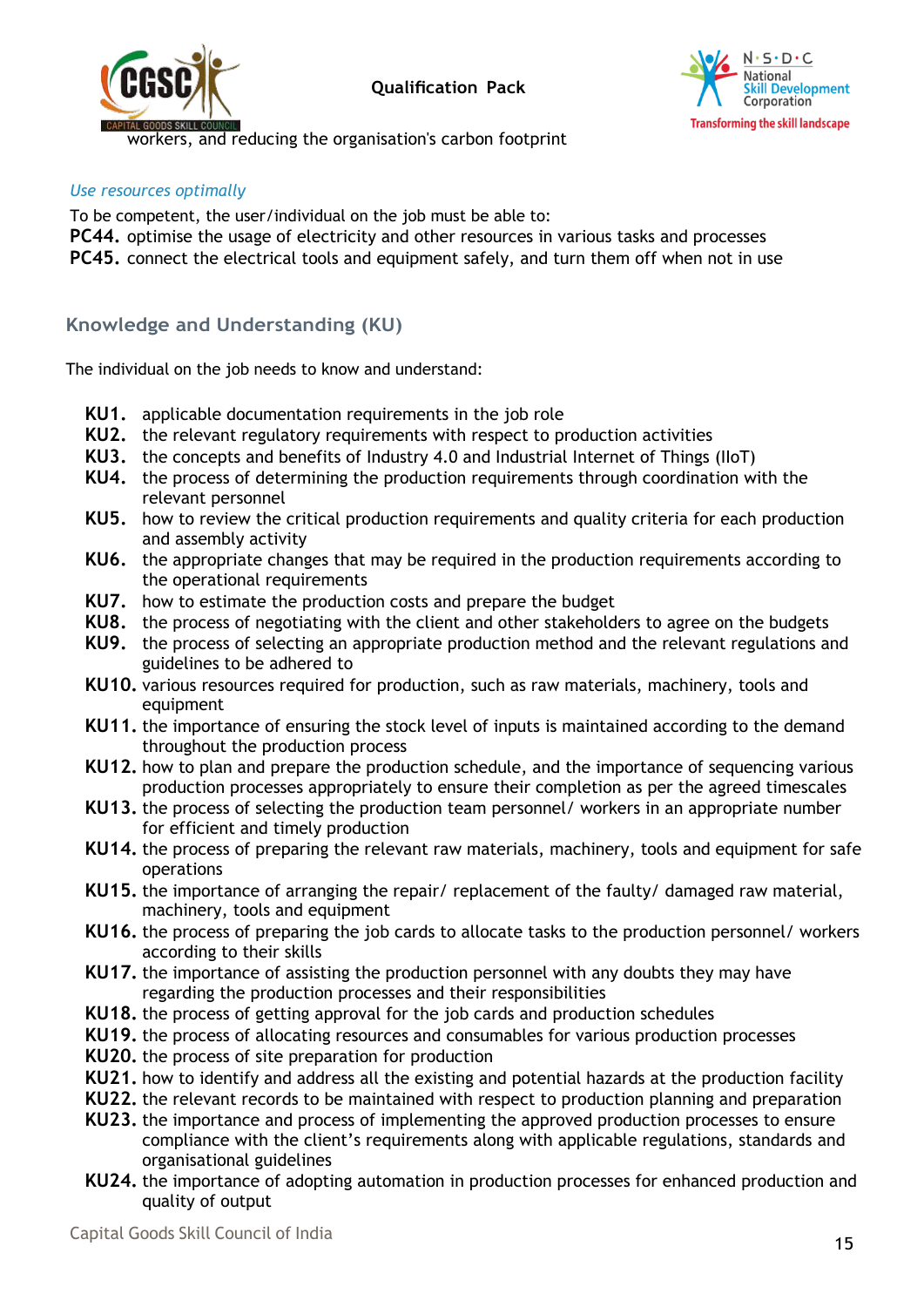workers, and reducing the organisation's carbon footprint

*Use resources optimally*

To be competent, the user/individual on the job must be able to:

**PC44.** optimise the usage of electricity and other resources in various tasks and processes
**PC45.** connect the electrical tools and equipment safely, and turn them off when not in use

## Knowledge and Understanding (KU)

The individual on the job needs to know and understand:

- **KU1.** applicable documentation requirements in the job role
- **KU2.** the relevant regulatory requirements with respect to production activities
- **KU3.** the concepts and benefits of Industry 4.0 and Industrial Internet of Things (IIoT)
- **KU4.** the process of determining the production requirements through coordination with the relevant personnel
- **KU5.** how to review the critical production requirements and quality criteria for each production and assembly activity
- **KU6.** the appropriate changes that may be required in the production requirements according to the operational requirements
- **KU7.** how to estimate the production costs and prepare the budget
- **KU8.** the process of negotiating with the client and other stakeholders to agree on the budgets
- **KU9.** the process of selecting an appropriate production method and the relevant regulations and guidelines to be adhered to
- **KU10.** various resources required for production, such as raw materials, machinery, tools and equipment
- **KU11.** the importance of ensuring the stock level of inputs is maintained according to the demand throughout the production process
- **KU12.** how to plan and prepare the production schedule, and the importance of sequencing various production processes appropriately to ensure their completion as per the agreed timescales
- **KU13.** the process of selecting the production team personnel/ workers in an appropriate number for efficient and timely production
- **KU14.** the process of preparing the relevant raw materials, machinery, tools and equipment for safe operations
- **KU15.** the importance of arranging the repair/ replacement of the faulty/ damaged raw material, machinery, tools and equipment
- **KU16.** the process of preparing the job cards to allocate tasks to the production personnel/ workers according to their skills
- **KU17.** the importance of assisting the production personnel with any doubts they may have regarding the production processes and their responsibilities
- **KU18.** the process of getting approval for the job cards and production schedules
- **KU19.** the process of allocating resources and consumables for various production processes
- **KU20.** the process of site preparation for production
- **KU21.** how to identify and address all the existing and potential hazards at the production facility
- **KU22.** the relevant records to be maintained with respect to production planning and preparation
- **KU23.** the importance and process of implementing the approved production processes to ensure compliance with the client's requirements along with applicable regulations, standards and organisational guidelines
- **KU24.** the importance of adopting automation in production processes for enhanced production and quality of output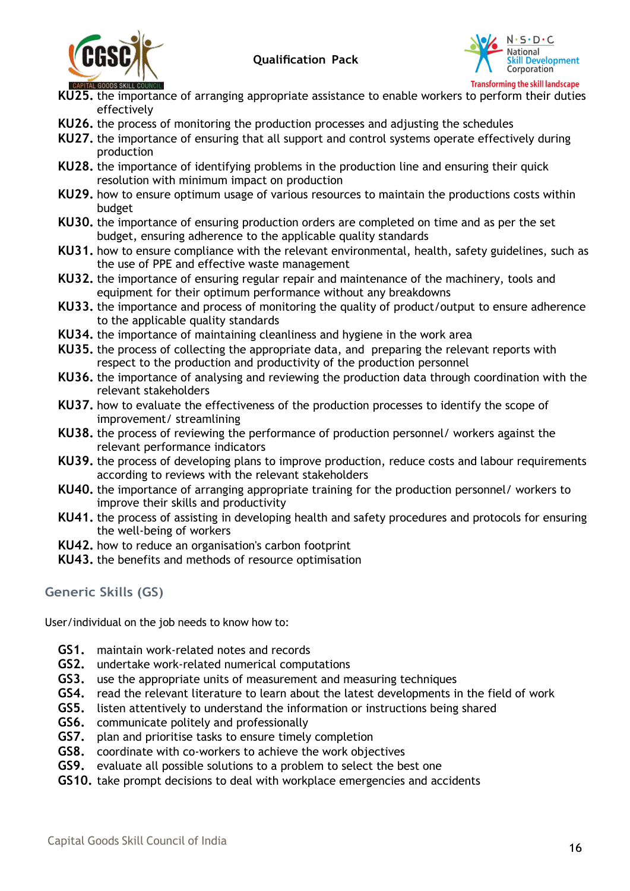**KU25.** the importance of arranging appropriate assistance to enable workers to perform their duties effectively

**KU26.** the process of monitoring the production processes and adjusting the schedules

**KU27.** the importance of ensuring that all support and control systems operate effectively during production

**KU28.** the importance of identifying problems in the production line and ensuring their quick resolution with minimum impact on production

**KU29.** how to ensure optimum usage of various resources to maintain the productions costs within budget

**KU30.** the importance of ensuring production orders are completed on time and as per the set budget, ensuring adherence to the applicable quality standards

**KU31.** how to ensure compliance with the relevant environmental, health, safety guidelines, such as the use of PPE and effective waste management

**KU32.** the importance of ensuring regular repair and maintenance of the machinery, tools and equipment for their optimum performance without any breakdowns

**KU33.** the importance and process of monitoring the quality of product/output to ensure adherence to the applicable quality standards

**KU34.** the importance of maintaining cleanliness and hygiene in the work area

**KU35.** the process of collecting the appropriate data, and preparing the relevant reports with respect to the production and productivity of the production personnel

**KU36.** the importance of analysing and reviewing the production data through coordination with the relevant stakeholders

**KU37.** how to evaluate the effectiveness of the production processes to identify the scope of improvement/ streamlining

**KU38.** the process of reviewing the performance of production personnel/ workers against the relevant performance indicators

**KU39.** the process of developing plans to improve production, reduce costs and labour requirements according to reviews with the relevant stakeholders

**KU40.** the importance of arranging appropriate training for the production personnel/ workers to improve their skills and productivity

**KU41.** the process of assisting in developing health and safety procedures and protocols for ensuring the well-being of workers

**KU42.** how to reduce an organisation's carbon footprint

**KU43.** the benefits and methods of resource optimisation

## Generic Skills (GS)

User/individual on the job needs to know how to:

**GS1.** maintain work-related notes and records

**GS2.** undertake work-related numerical computations

**GS3.** use the appropriate units of measurement and measuring techniques

**GS4.** read the relevant literature to learn about the latest developments in the field of work

**GS5.** listen attentively to understand the information or instructions being shared

**GS6.** communicate politely and professionally

**GS7.** plan and prioritise tasks to ensure timely completion

**GS8.** coordinate with co-workers to achieve the work objectives

**GS9.** evaluate all possible solutions to a problem to select the best one

**GS10.** take prompt decisions to deal with workplace emergencies and accidents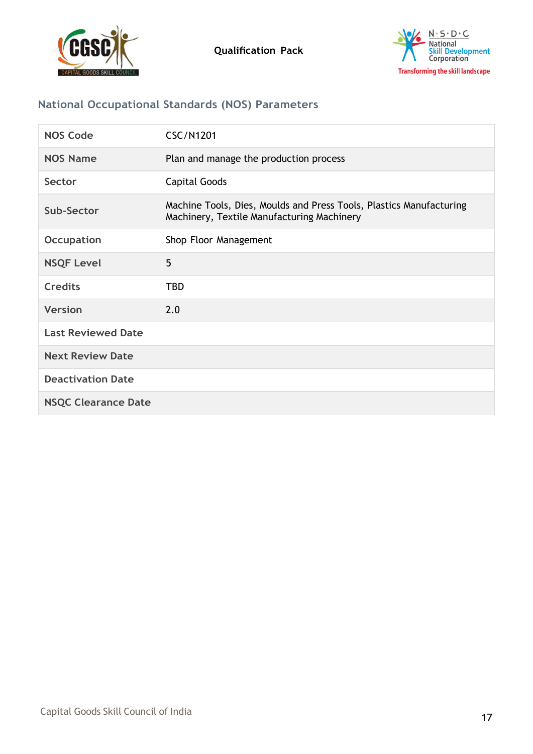## National Occupational Standards (NOS) Parameters

| NOS Code | CSC/N1201 |
|---|---|
| NOS Name | Plan and manage the production process |
| Sector | Capital Goods |
| Sub-Sector | Machine Tools, Dies, Moulds and Press Tools, Plastics Manufacturing Machinery, Textile Manufacturing Machinery |
| Occupation | Shop Floor Management |
| NSQF Level | 5 |
| Credits | TBD |
| Version | 2.0 |
| Last Reviewed Date | |
| Next Review Date | |
| Deactivation Date | |
| NSQC Clearance Date | |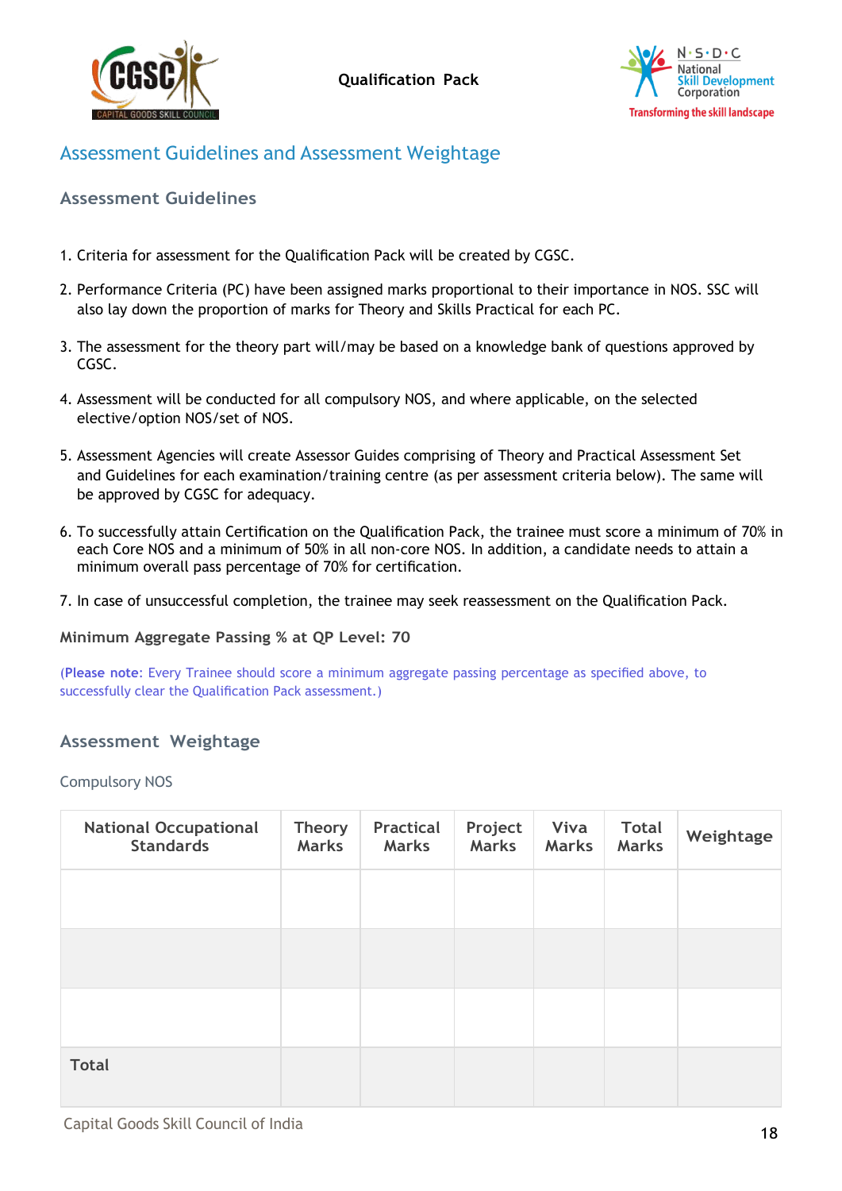## Assessment Guidelines and Assessment Weightage

### Assessment Guidelines

1. Criteria for assessment for the Qualification Pack will be created by CGSC.
2. Performance Criteria (PC) have been assigned marks proportional to their importance in NOS. SSC will also lay down the proportion of marks for Theory and Skills Practical for each PC.
3. The assessment for the theory part will/may be based on a knowledge bank of questions approved by CGSC.
4. Assessment will be conducted for all compulsory NOS, and where applicable, on the selected elective/option NOS/set of NOS.
5. Assessment Agencies will create Assessor Guides comprising of Theory and Practical Assessment Set and Guidelines for each examination/training centre (as per assessment criteria below). The same will be approved by CGSC for adequacy.
6. To successfully attain Certification on the Qualification Pack, the trainee must score a minimum of 70% in each Core NOS and a minimum of 50% in all non-core NOS. In addition, a candidate needs to attain a minimum overall pass percentage of 70% for certification.
7. In case of unsuccessful completion, the trainee may seek reassessment on the Qualification Pack.

**Minimum Aggregate Passing % at QP Level: 70**

(**Please note**: Every Trainee should score a minimum aggregate passing percentage as specified above, to successfully clear the Qualification Pack assessment.)

### Assessment Weightage

Compulsory NOS

| National Occupational Standards | Theory Marks | Practical Marks | Project Marks | Viva Marks | Total Marks | Weightage |
|---|---|---|---|---|---|---|
| | | | | | | |
| | | | | | | |
| | | | | | | |
| **Total** | | | | | | |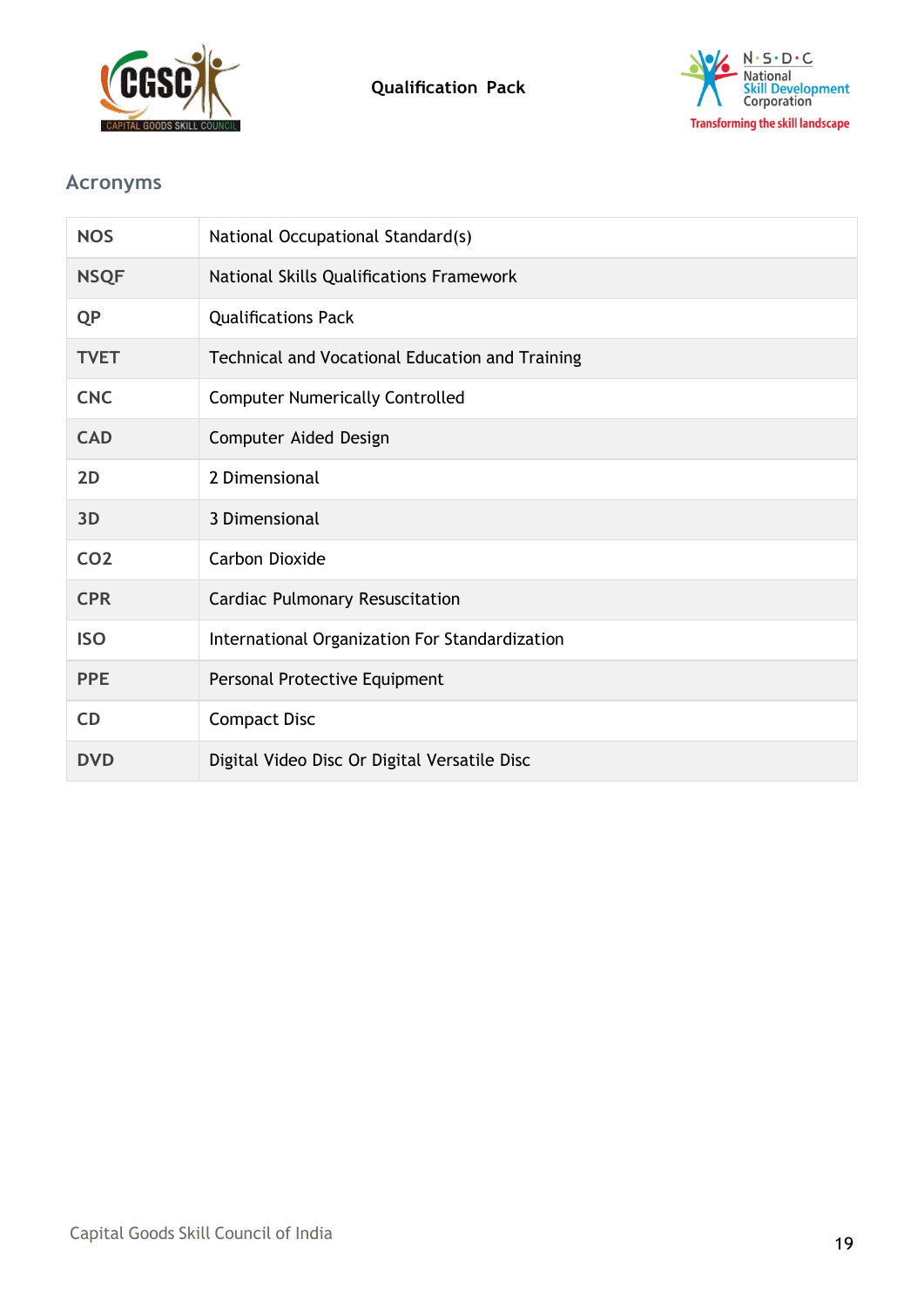## Acronyms

| | |
|---|---|
| **NOS** | National Occupational Standard(s) |
| **NSQF** | National Skills Qualifications Framework |
| **QP** | Qualifications Pack |
| **TVET** | Technical and Vocational Education and Training |
| **CNC** | Computer Numerically Controlled |
| **CAD** | Computer Aided Design |
| **2D** | 2 Dimensional |
| **3D** | 3 Dimensional |
| **CO2** | Carbon Dioxide |
| **CPR** | Cardiac Pulmonary Resuscitation |
| **ISO** | International Organization For Standardization |
| **PPE** | Personal Protective Equipment |
| **CD** | Compact Disc |
| **DVD** | Digital Video Disc Or Digital Versatile Disc |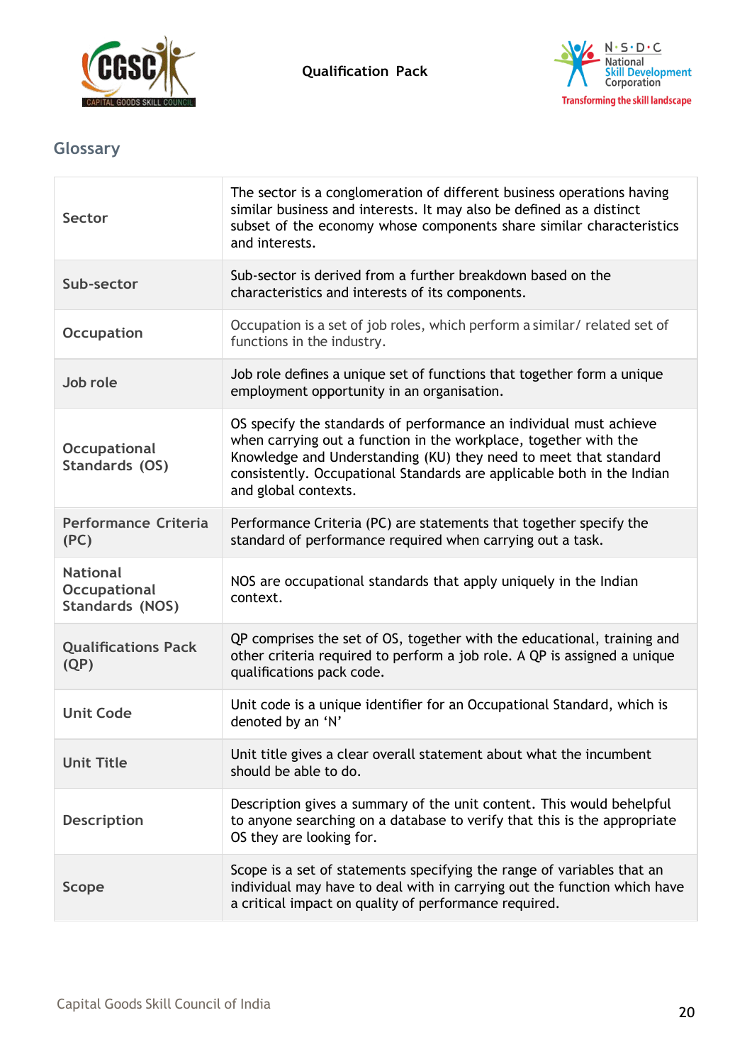## Glossary

| | |
|---|---|
| **Sector** | The sector is a conglomeration of different business operations having similar business and interests. It may also be defined as a distinct subset of the economy whose components share similar characteristics and interests. |
| **Sub-sector** | Sub-sector is derived from a further breakdown based on the characteristics and interests of its components. |
| **Occupation** | Occupation is a set of job roles, which perform a similar/ related set of functions in the industry. |
| **Job role** | Job role defines a unique set of functions that together form a unique employment opportunity in an organisation. |
| **Occupational Standards (OS)** | OS specify the standards of performance an individual must achieve when carrying out a function in the workplace, together with the Knowledge and Understanding (KU) they need to meet that standard consistently. Occupational Standards are applicable both in the Indian and global contexts. |
| **Performance Criteria (PC)** | Performance Criteria (PC) are statements that together specify the standard of performance required when carrying out a task. |
| **National Occupational Standards (NOS)** | NOS are occupational standards that apply uniquely in the Indian context. |
| **Qualifications Pack (QP)** | QP comprises the set of OS, together with the educational, training and other criteria required to perform a job role. A QP is assigned a unique qualifications pack code. |
| **Unit Code** | Unit code is a unique identifier for an Occupational Standard, which is denoted by an 'N' |
| **Unit Title** | Unit title gives a clear overall statement about what the incumbent should be able to do. |
| **Description** | Description gives a summary of the unit content. This would behelpful to anyone searching on a database to verify that this is the appropriate OS they are looking for. |
| **Scope** | Scope is a set of statements specifying the range of variables that an individual may have to deal with in carrying out the function which have a critical impact on quality of performance required. |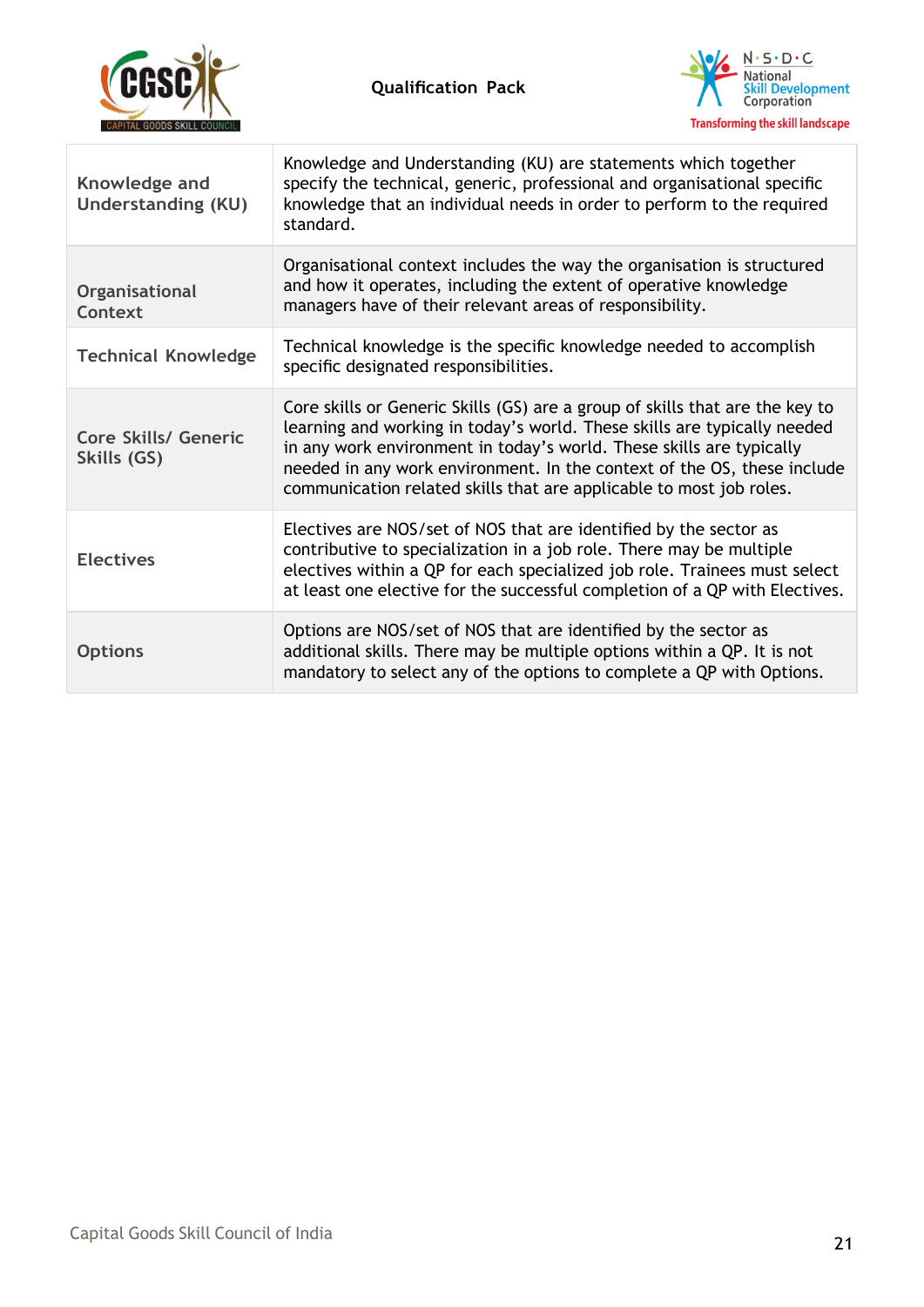| | |
|---|---|
| Knowledge and Understanding (KU) | Knowledge and Understanding (KU) are statements which together specify the technical, generic, professional and organisational specific knowledge that an individual needs in order to perform to the required standard. |
| Organisational Context | Organisational context includes the way the organisation is structured and how it operates, including the extent of operative knowledge managers have of their relevant areas of responsibility. |
| Technical Knowledge | Technical knowledge is the specific knowledge needed to accomplish specific designated responsibilities. |
| Core Skills/ Generic Skills (GS) | Core skills or Generic Skills (GS) are a group of skills that are the key to learning and working in today's world. These skills are typically needed in any work environment in today's world. These skills are typically needed in any work environment. In the context of the OS, these include communication related skills that are applicable to most job roles. |
| Electives | Electives are NOS/set of NOS that are identified by the sector as contributive to specialization in a job role. There may be multiple electives within a QP for each specialized job role. Trainees must select at least one elective for the successful completion of a QP with Electives. |
| Options | Options are NOS/set of NOS that are identified by the sector as additional skills. There may be multiple options within a QP. It is not mandatory to select any of the options to complete a QP with Options. |